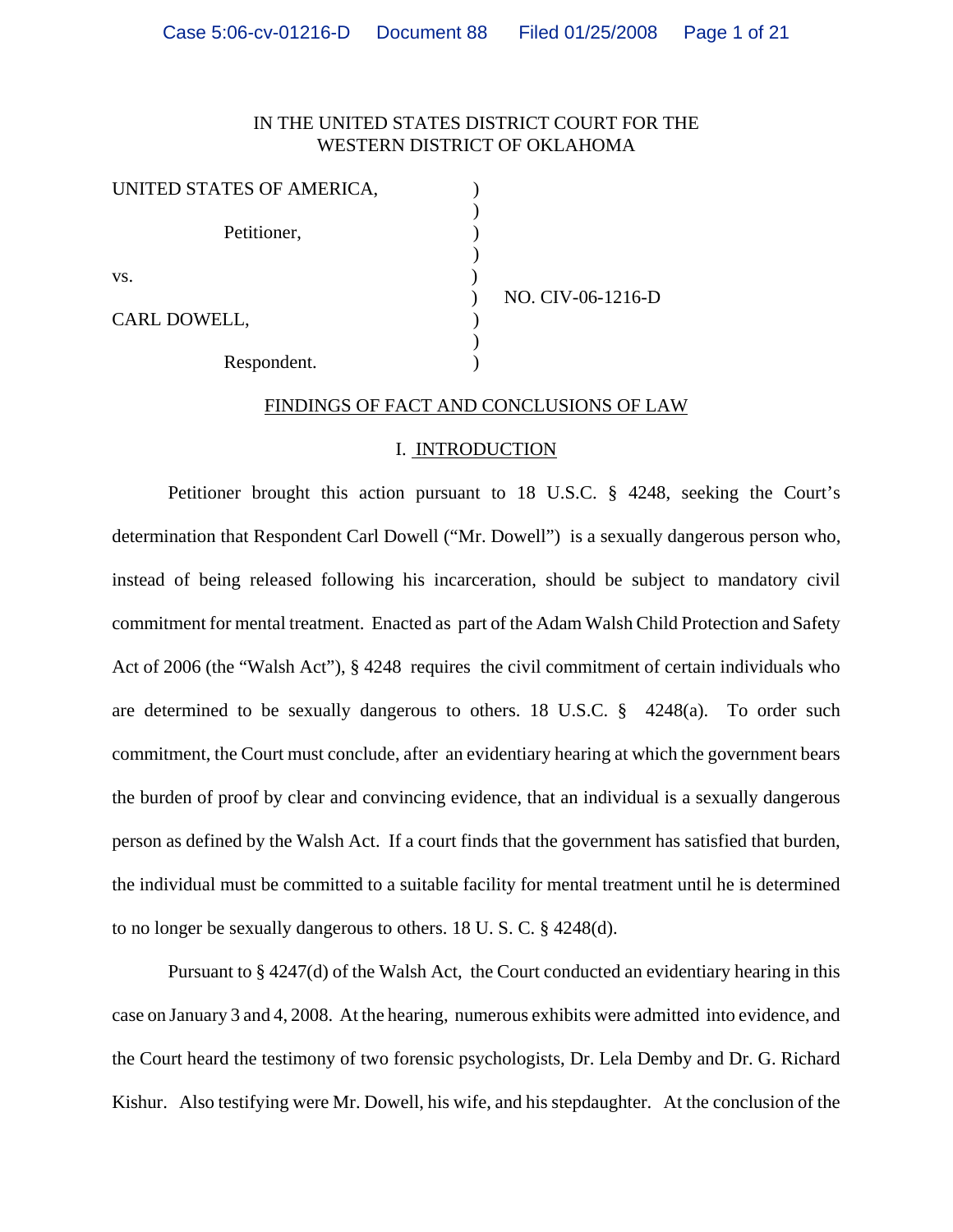IN THE UNITED STATES DISTRICT COURT FOR THE
WESTERN DISTRICT OF OKLAHOMA

UNITED STATES OF AMERICA, )
 )
Petitioner, )
 )
vs. )
 ) NO. CIV-06-1216-D
CARL DOWELL, )
 )
Respondent. )

## FINDINGS OF FACT AND CONCLUSIONS OF LAW

### I. INTRODUCTION

Petitioner brought this action pursuant to 18 U.S.C. § 4248, seeking the Court's determination that Respondent Carl Dowell ("Mr. Dowell") is a sexually dangerous person who, instead of being released following his incarceration, should be subject to mandatory civil commitment for mental treatment. Enacted as part of the Adam Walsh Child Protection and Safety Act of 2006 (the "Walsh Act"), § 4248 requires the civil commitment of certain individuals who are determined to be sexually dangerous to others. 18 U.S.C. § 4248(a). To order such commitment, the Court must conclude, after an evidentiary hearing at which the government bears the burden of proof by clear and convincing evidence, that an individual is a sexually dangerous person as defined by the Walsh Act. If a court finds that the government has satisfied that burden, the individual must be committed to a suitable facility for mental treatment until he is determined to no longer be sexually dangerous to others. 18 U. S. C. § 4248(d).

Pursuant to § 4247(d) of the Walsh Act, the Court conducted an evidentiary hearing in this case on January 3 and 4, 2008. At the hearing, numerous exhibits were admitted into evidence, and the Court heard the testimony of two forensic psychologists, Dr. Lela Demby and Dr. G. Richard Kishur. Also testifying were Mr. Dowell, his wife, and his stepdaughter. At the conclusion of the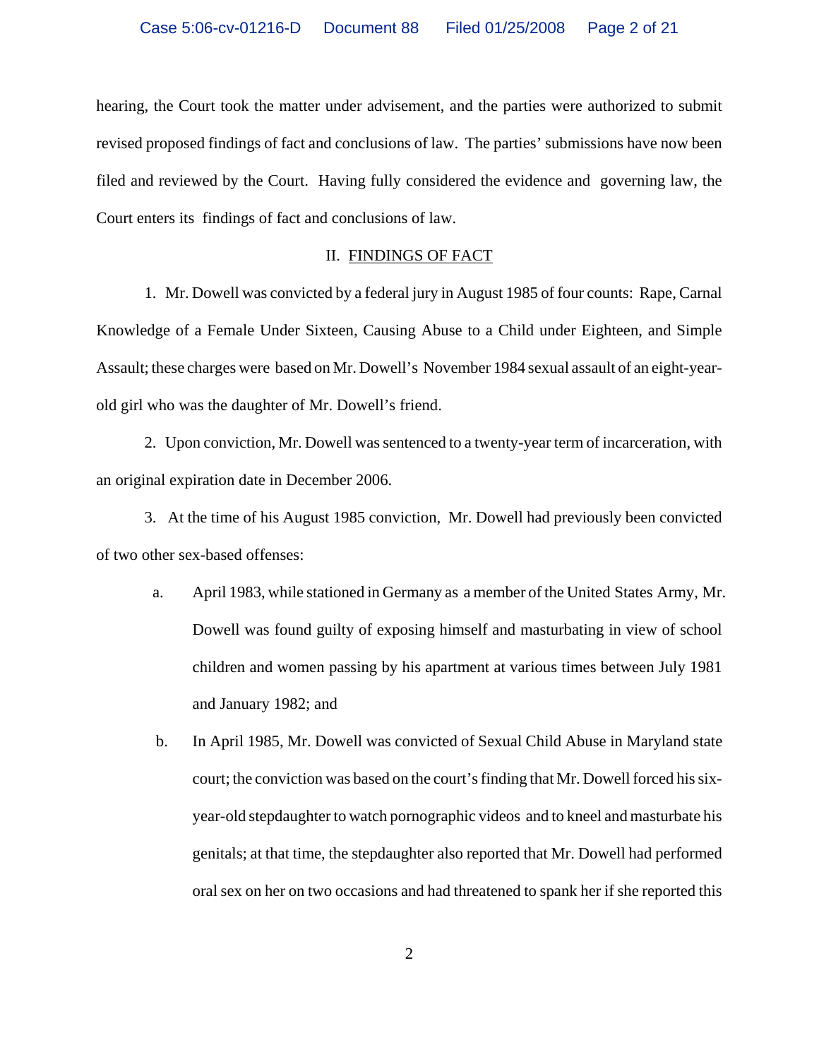hearing, the Court took the matter under advisement, and the parties were authorized to submit revised proposed findings of fact and conclusions of law. The parties' submissions have now been filed and reviewed by the Court. Having fully considered the evidence and governing law, the Court enters its findings of fact and conclusions of law.

## II. FINDINGS OF FACT

1. Mr. Dowell was convicted by a federal jury in August 1985 of four counts: Rape, Carnal Knowledge of a Female Under Sixteen, Causing Abuse to a Child under Eighteen, and Simple Assault; these charges were based on Mr. Dowell's November 1984 sexual assault of an eight-year-old girl who was the daughter of Mr. Dowell's friend.

2. Upon conviction, Mr. Dowell was sentenced to a twenty-year term of incarceration, with an original expiration date in December 2006.

3. At the time of his August 1985 conviction, Mr. Dowell had previously been convicted of two other sex-based offenses:

   a. April 1983, while stationed in Germany as a member of the United States Army, Mr. Dowell was found guilty of exposing himself and masturbating in view of school children and women passing by his apartment at various times between July 1981 and January 1982; and

   b. In April 1985, Mr. Dowell was convicted of Sexual Child Abuse in Maryland state court; the conviction was based on the court's finding that Mr. Dowell forced his six-year-old stepdaughter to watch pornographic videos and to kneel and masturbate his genitals; at that time, the stepdaughter also reported that Mr. Dowell had performed oral sex on her on two occasions and had threatened to spank her if she reported this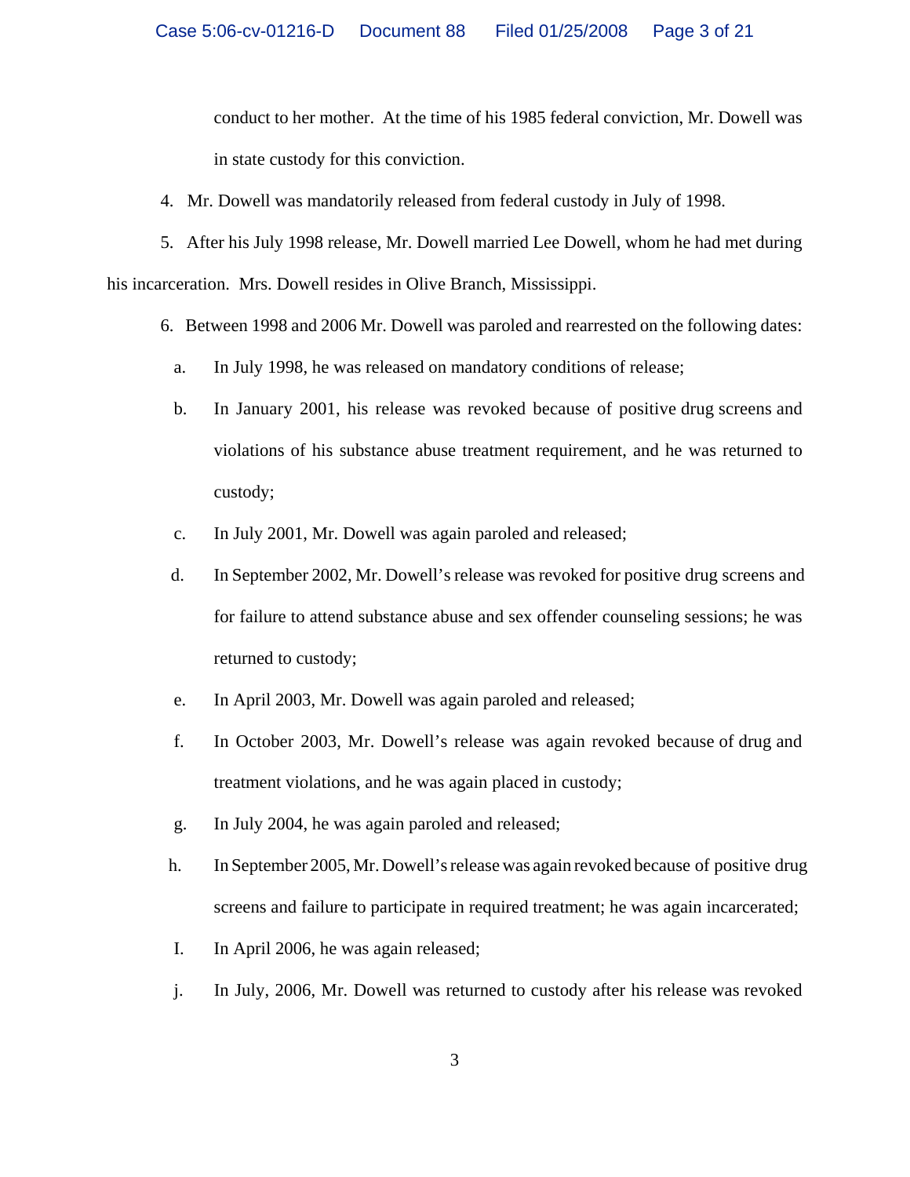conduct to her mother. At the time of his 1985 federal conviction, Mr. Dowell was in state custody for this conviction.

4. Mr. Dowell was mandatorily released from federal custody in July of 1998.

5. After his July 1998 release, Mr. Dowell married Lee Dowell, whom he had met during his incarceration. Mrs. Dowell resides in Olive Branch, Mississippi.

6. Between 1998 and 2006 Mr. Dowell was paroled and rearrested on the following dates:

   a. In July 1998, he was released on mandatory conditions of release;

   b. In January 2001, his release was revoked because of positive drug screens and violations of his substance abuse treatment requirement, and he was returned to custody;

   c. In July 2001, Mr. Dowell was again paroled and released;

   d. In September 2002, Mr. Dowell's release was revoked for positive drug screens and for failure to attend substance abuse and sex offender counseling sessions; he was returned to custody;

   e. In April 2003, Mr. Dowell was again paroled and released;

   f. In October 2003, Mr. Dowell's release was again revoked because of drug and treatment violations, and he was again placed in custody;

   g. In July 2004, he was again paroled and released;

   h. In September 2005, Mr. Dowell's release was again revoked because of positive drug screens and failure to participate in required treatment; he was again incarcerated;

   I. In April 2006, he was again released;

   j. In July, 2006, Mr. Dowell was returned to custody after his release was revoked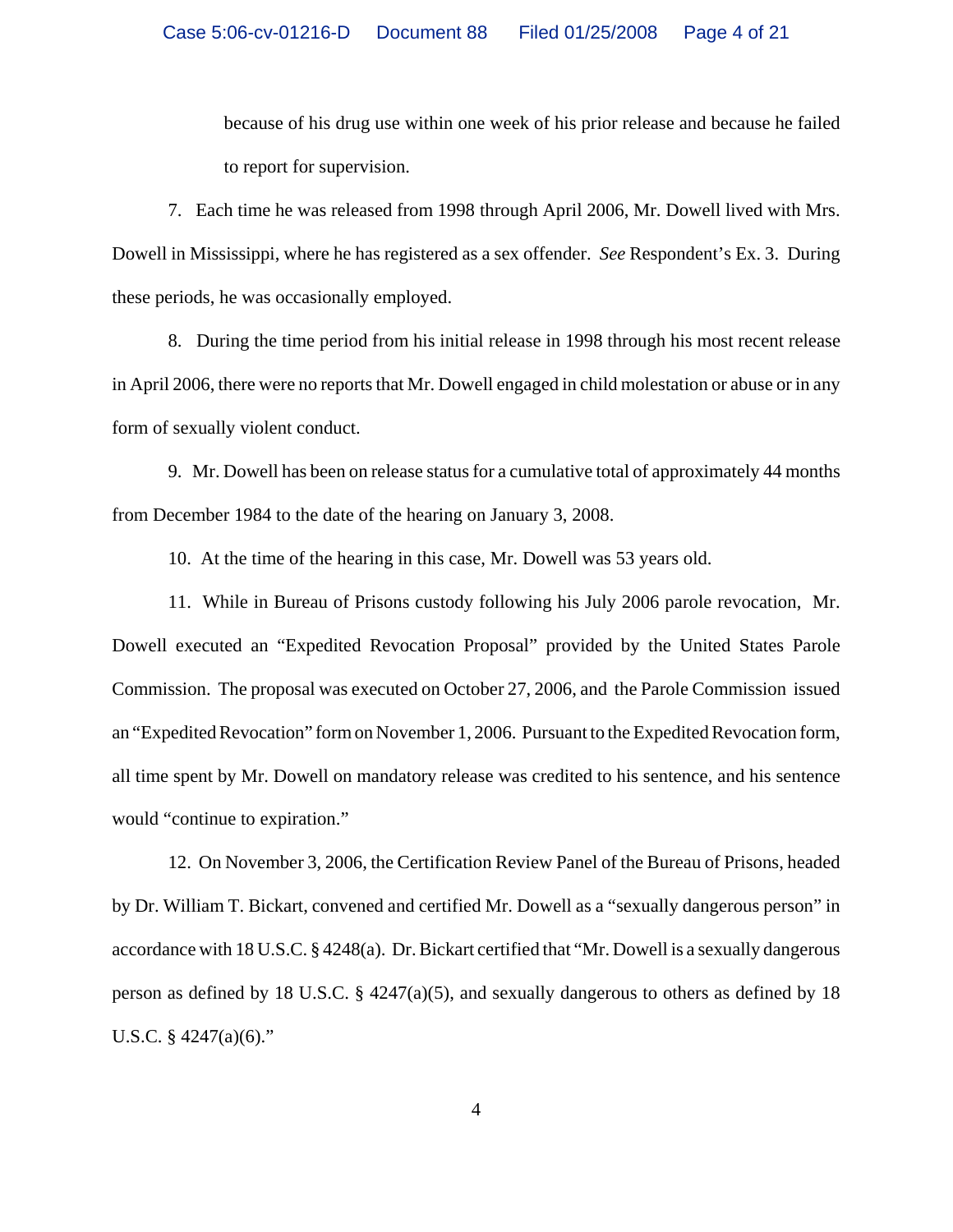because of his drug use within one week of his prior release and because he failed to report for supervision.

7. Each time he was released from 1998 through April 2006, Mr. Dowell lived with Mrs. Dowell in Mississippi, where he has registered as a sex offender. *See* Respondent's Ex. 3. During these periods, he was occasionally employed.

8. During the time period from his initial release in 1998 through his most recent release in April 2006, there were no reports that Mr. Dowell engaged in child molestation or abuse or in any form of sexually violent conduct.

9. Mr. Dowell has been on release status for a cumulative total of approximately 44 months from December 1984 to the date of the hearing on January 3, 2008.

10. At the time of the hearing in this case, Mr. Dowell was 53 years old.

11. While in Bureau of Prisons custody following his July 2006 parole revocation, Mr. Dowell executed an "Expedited Revocation Proposal" provided by the United States Parole Commission. The proposal was executed on October 27, 2006, and the Parole Commission issued an "Expedited Revocation" form on November 1, 2006. Pursuant to the Expedited Revocation form, all time spent by Mr. Dowell on mandatory release was credited to his sentence, and his sentence would "continue to expiration."

12. On November 3, 2006, the Certification Review Panel of the Bureau of Prisons, headed by Dr. William T. Bickart, convened and certified Mr. Dowell as a "sexually dangerous person" in accordance with 18 U.S.C. § 4248(a). Dr. Bickart certified that "Mr. Dowell is a sexually dangerous person as defined by 18 U.S.C. § 4247(a)(5), and sexually dangerous to others as defined by 18 U.S.C. § 4247(a)(6)."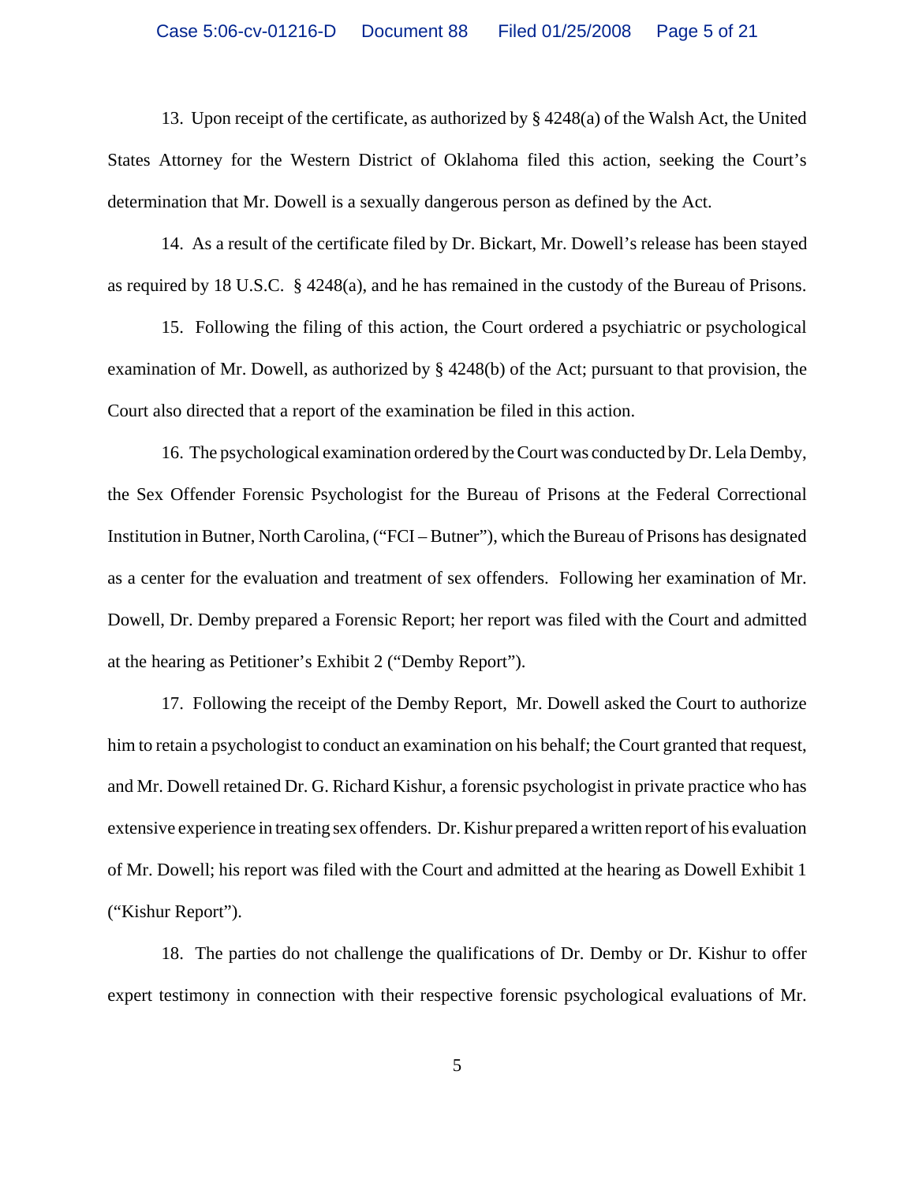13. Upon receipt of the certificate, as authorized by § 4248(a) of the Walsh Act, the United States Attorney for the Western District of Oklahoma filed this action, seeking the Court's determination that Mr. Dowell is a sexually dangerous person as defined by the Act.

14. As a result of the certificate filed by Dr. Bickart, Mr. Dowell's release has been stayed as required by 18 U.S.C. § 4248(a), and he has remained in the custody of the Bureau of Prisons.

15. Following the filing of this action, the Court ordered a psychiatric or psychological examination of Mr. Dowell, as authorized by § 4248(b) of the Act; pursuant to that provision, the Court also directed that a report of the examination be filed in this action.

16. The psychological examination ordered by the Court was conducted by Dr. Lela Demby, the Sex Offender Forensic Psychologist for the Bureau of Prisons at the Federal Correctional Institution in Butner, North Carolina, ("FCI – Butner"), which the Bureau of Prisons has designated as a center for the evaluation and treatment of sex offenders. Following her examination of Mr. Dowell, Dr. Demby prepared a Forensic Report; her report was filed with the Court and admitted at the hearing as Petitioner's Exhibit 2 ("Demby Report").

17. Following the receipt of the Demby Report, Mr. Dowell asked the Court to authorize him to retain a psychologist to conduct an examination on his behalf; the Court granted that request, and Mr. Dowell retained Dr. G. Richard Kishur, a forensic psychologist in private practice who has extensive experience in treating sex offenders. Dr. Kishur prepared a written report of his evaluation of Mr. Dowell; his report was filed with the Court and admitted at the hearing as Dowell Exhibit 1 ("Kishur Report").

18. The parties do not challenge the qualifications of Dr. Demby or Dr. Kishur to offer expert testimony in connection with their respective forensic psychological evaluations of Mr.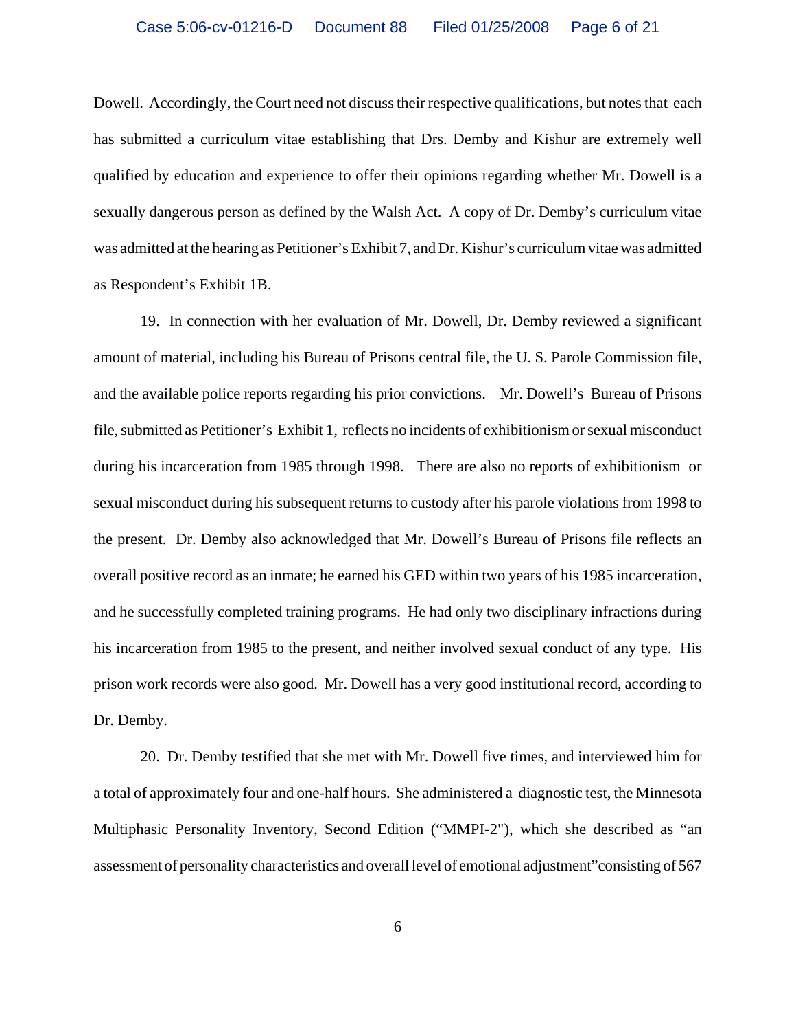Dowell. Accordingly, the Court need not discuss their respective qualifications, but notes that each has submitted a curriculum vitae establishing that Drs. Demby and Kishur are extremely well qualified by education and experience to offer their opinions regarding whether Mr. Dowell is a sexually dangerous person as defined by the Walsh Act. A copy of Dr. Demby's curriculum vitae was admitted at the hearing as Petitioner's Exhibit 7, and Dr. Kishur's curriculum vitae was admitted as Respondent's Exhibit 1B.

19. In connection with her evaluation of Mr. Dowell, Dr. Demby reviewed a significant amount of material, including his Bureau of Prisons central file, the U. S. Parole Commission file, and the available police reports regarding his prior convictions. Mr. Dowell's Bureau of Prisons file, submitted as Petitioner's Exhibit 1, reflects no incidents of exhibitionism or sexual misconduct during his incarceration from 1985 through 1998. There are also no reports of exhibitionism or sexual misconduct during his subsequent returns to custody after his parole violations from 1998 to the present. Dr. Demby also acknowledged that Mr. Dowell's Bureau of Prisons file reflects an overall positive record as an inmate; he earned his GED within two years of his 1985 incarceration, and he successfully completed training programs. He had only two disciplinary infractions during his incarceration from 1985 to the present, and neither involved sexual conduct of any type. His prison work records were also good. Mr. Dowell has a very good institutional record, according to Dr. Demby.

20. Dr. Demby testified that she met with Mr. Dowell five times, and interviewed him for a total of approximately four and one-half hours. She administered a diagnostic test, the Minnesota Multiphasic Personality Inventory, Second Edition ("MMPI-2"), which she described as "an assessment of personality characteristics and overall level of emotional adjustment" consisting of 567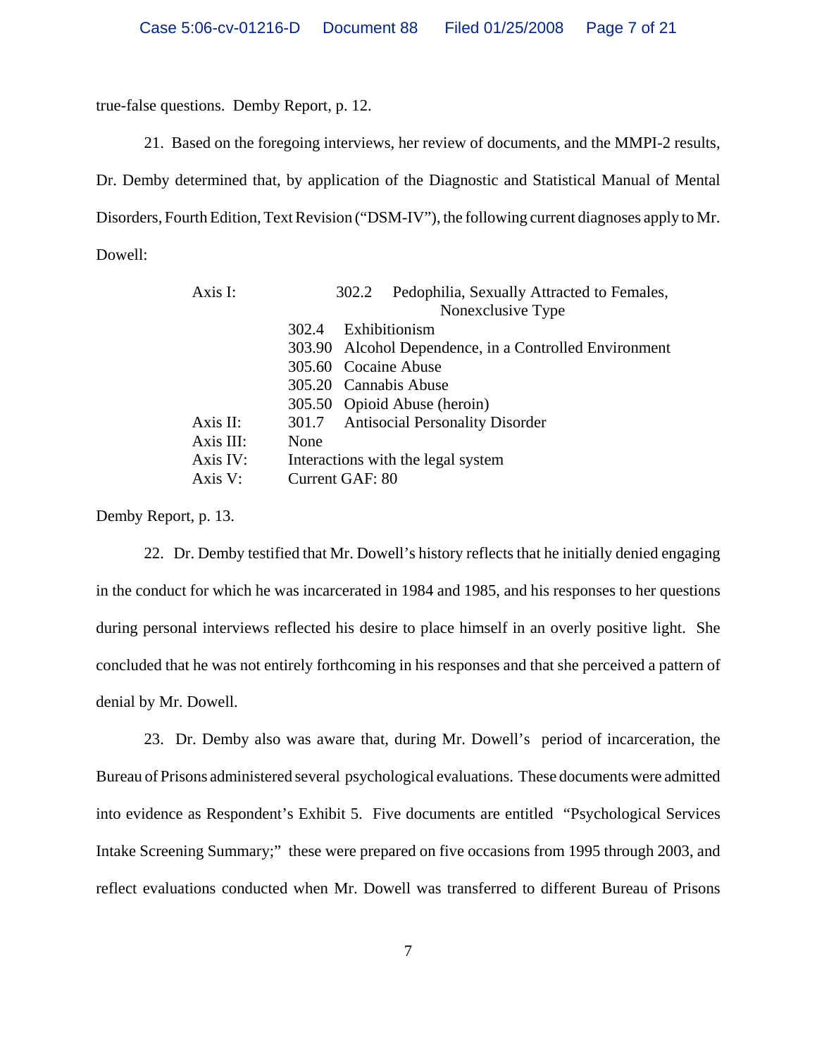true-false questions. Demby Report, p. 12.

21. Based on the foregoing interviews, her review of documents, and the MMPI-2 results, Dr. Demby determined that, by application of the Diagnostic and Statistical Manual of Mental Disorders, Fourth Edition, Text Revision ("DSM-IV"), the following current diagnoses apply to Mr. Dowell:

| | | |
|---|---|---|
| Axis I: | 302.2 | Pedophilia, Sexually Attracted to Females, Nonexclusive Type |
| | 302.4 | Exhibitionism |
| | 303.90 | Alcohol Dependence, in a Controlled Environment |
| | 305.60 | Cocaine Abuse |
| | 305.20 | Cannabis Abuse |
| | 305.50 | Opioid Abuse (heroin) |
| Axis II: | 301.7 | Antisocial Personality Disorder |
| Axis III: | None | |
| Axis IV: | Interactions with the legal system | |
| Axis V: | Current GAF: 80 | |

Demby Report, p. 13.

22. Dr. Demby testified that Mr. Dowell's history reflects that he initially denied engaging in the conduct for which he was incarcerated in 1984 and 1985, and his responses to her questions during personal interviews reflected his desire to place himself in an overly positive light. She concluded that he was not entirely forthcoming in his responses and that she perceived a pattern of denial by Mr. Dowell.

23. Dr. Demby also was aware that, during Mr. Dowell's period of incarceration, the Bureau of Prisons administered several psychological evaluations. These documents were admitted into evidence as Respondent's Exhibit 5. Five documents are entitled "Psychological Services Intake Screening Summary;" these were prepared on five occasions from 1995 through 2003, and reflect evaluations conducted when Mr. Dowell was transferred to different Bureau of Prisons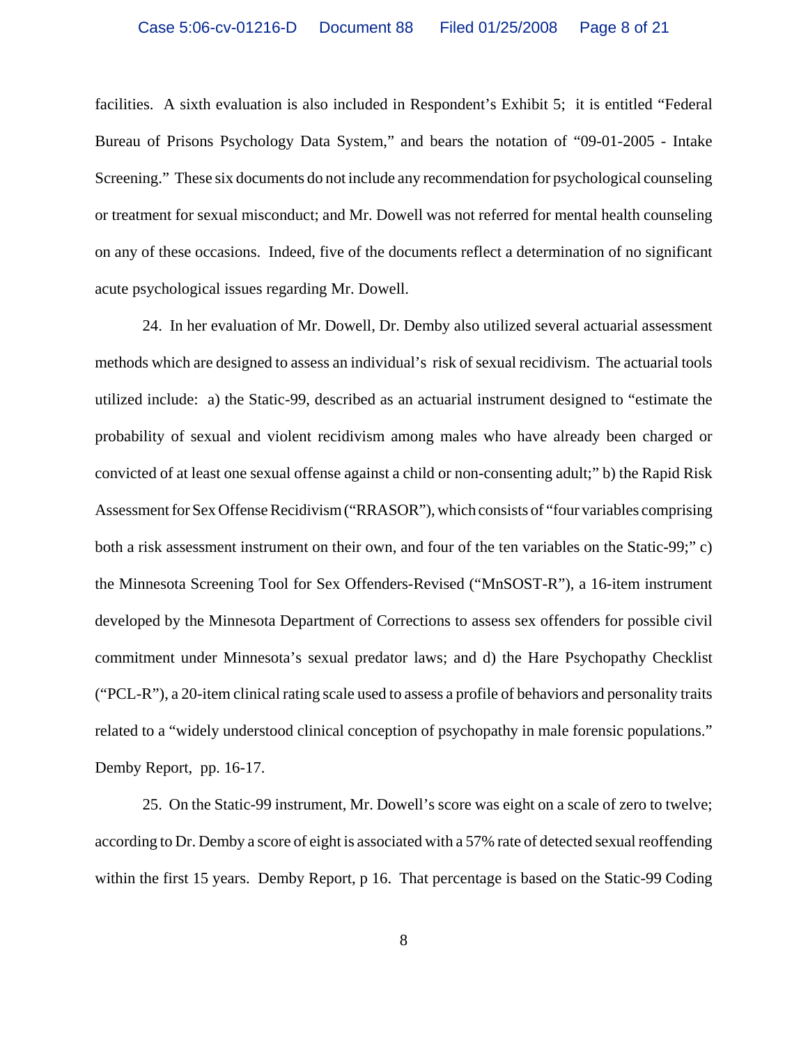facilities. A sixth evaluation is also included in Respondent's Exhibit 5; it is entitled "Federal Bureau of Prisons Psychology Data System," and bears the notation of "09-01-2005 - Intake Screening." These six documents do not include any recommendation for psychological counseling or treatment for sexual misconduct; and Mr. Dowell was not referred for mental health counseling on any of these occasions. Indeed, five of the documents reflect a determination of no significant acute psychological issues regarding Mr. Dowell.

24. In her evaluation of Mr. Dowell, Dr. Demby also utilized several actuarial assessment methods which are designed to assess an individual's risk of sexual recidivism. The actuarial tools utilized include: a) the Static-99, described as an actuarial instrument designed to "estimate the probability of sexual and violent recidivism among males who have already been charged or convicted of at least one sexual offense against a child or non-consenting adult;" b) the Rapid Risk Assessment for Sex Offense Recidivism ("RRASOR"), which consists of "four variables comprising both a risk assessment instrument on their own, and four of the ten variables on the Static-99;" c) the Minnesota Screening Tool for Sex Offenders-Revised ("MnSOST-R"), a 16-item instrument developed by the Minnesota Department of Corrections to assess sex offenders for possible civil commitment under Minnesota's sexual predator laws; and d) the Hare Psychopathy Checklist ("PCL-R"), a 20-item clinical rating scale used to assess a profile of behaviors and personality traits related to a "widely understood clinical conception of psychopathy in male forensic populations." Demby Report, pp. 16-17.

25. On the Static-99 instrument, Mr. Dowell's score was eight on a scale of zero to twelve; according to Dr. Demby a score of eight is associated with a 57% rate of detected sexual reoffending within the first 15 years. Demby Report, p 16. That percentage is based on the Static-99 Coding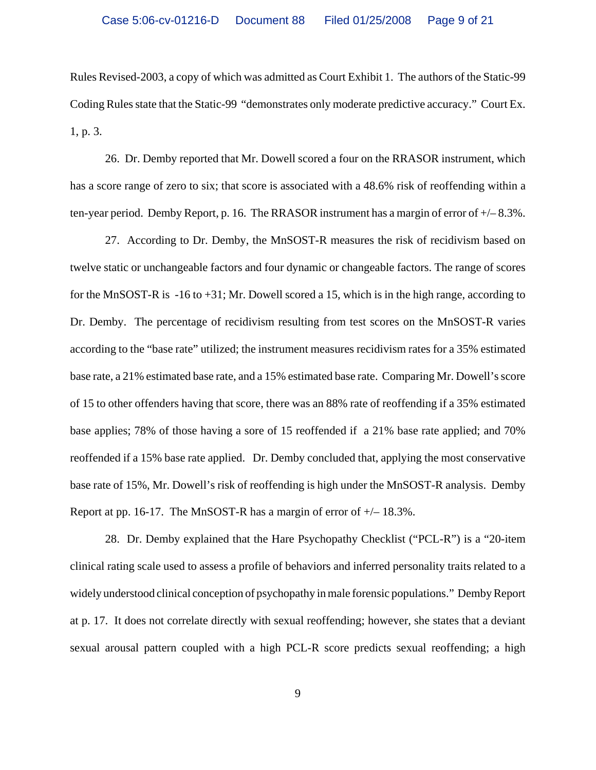Rules Revised-2003, a copy of which was admitted as Court Exhibit 1. The authors of the Static-99 Coding Rules state that the Static-99 "demonstrates only moderate predictive accuracy." Court Ex. 1, p. 3.

26. Dr. Demby reported that Mr. Dowell scored a four on the RRASOR instrument, which has a score range of zero to six; that score is associated with a 48.6% risk of reoffending within a ten-year period. Demby Report, p. 16. The RRASOR instrument has a margin of error of +/– 8.3%.

27. According to Dr. Demby, the MnSOST-R measures the risk of recidivism based on twelve static or unchangeable factors and four dynamic or changeable factors. The range of scores for the MnSOST-R is -16 to +31; Mr. Dowell scored a 15, which is in the high range, according to Dr. Demby. The percentage of recidivism resulting from test scores on the MnSOST-R varies according to the "base rate" utilized; the instrument measures recidivism rates for a 35% estimated base rate, a 21% estimated base rate, and a 15% estimated base rate. Comparing Mr. Dowell's score of 15 to other offenders having that score, there was an 88% rate of reoffending if a 35% estimated base applies; 78% of those having a sore of 15 reoffended if a 21% base rate applied; and 70% reoffended if a 15% base rate applied. Dr. Demby concluded that, applying the most conservative base rate of 15%, Mr. Dowell's risk of reoffending is high under the MnSOST-R analysis. Demby Report at pp. 16-17. The MnSOST-R has a margin of error of +/– 18.3%.

28. Dr. Demby explained that the Hare Psychopathy Checklist ("PCL-R") is a "20-item clinical rating scale used to assess a profile of behaviors and inferred personality traits related to a widely understood clinical conception of psychopathy in male forensic populations." Demby Report at p. 17. It does not correlate directly with sexual reoffending; however, she states that a deviant sexual arousal pattern coupled with a high PCL-R score predicts sexual reoffending; a high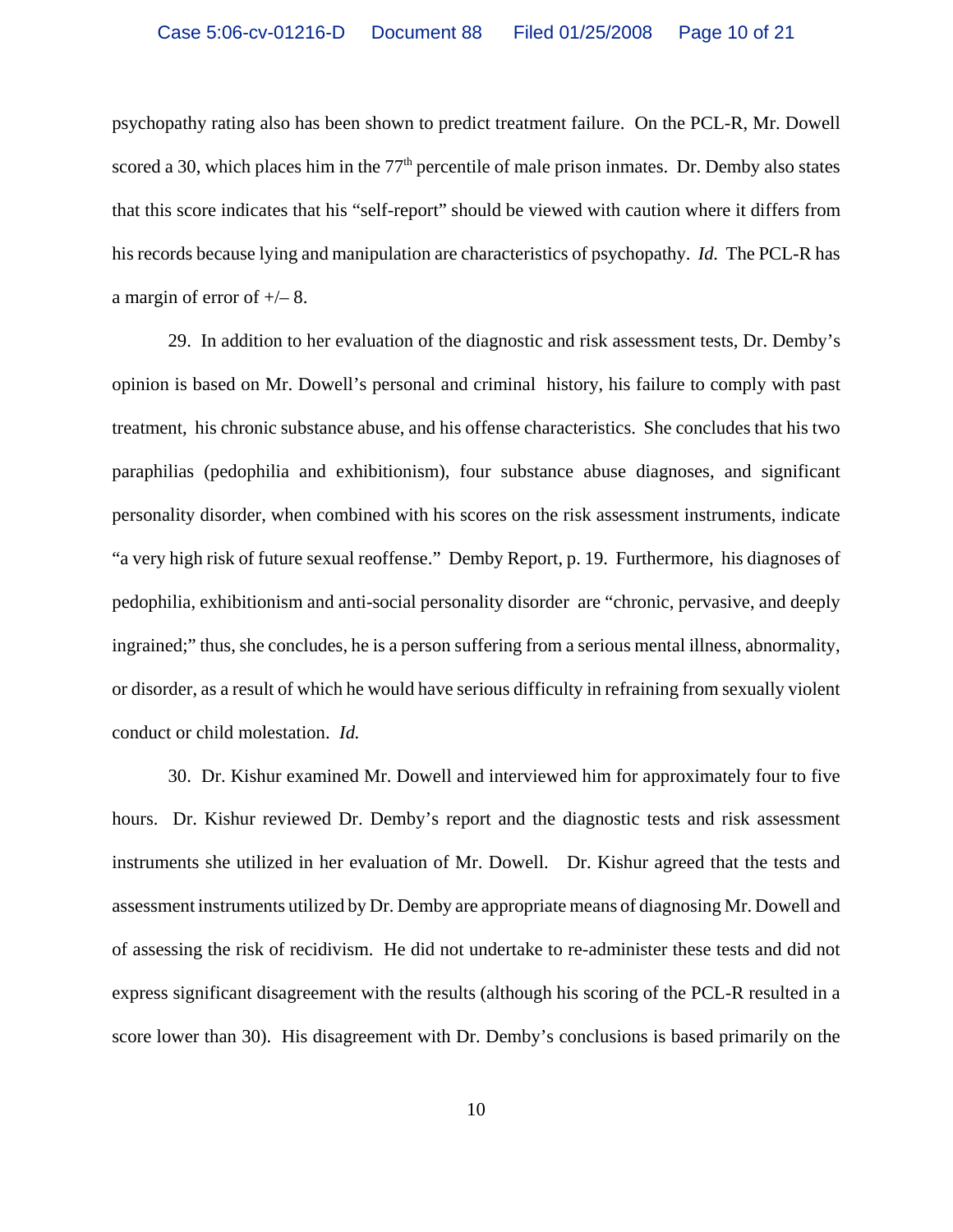psychopathy rating also has been shown to predict treatment failure. On the PCL-R, Mr. Dowell scored a 30, which places him in the 77th percentile of male prison inmates. Dr. Demby also states that this score indicates that his "self-report" should be viewed with caution where it differs from his records because lying and manipulation are characteristics of psychopathy. *Id.* The PCL-R has a margin of error of +/– 8.

29. In addition to her evaluation of the diagnostic and risk assessment tests, Dr. Demby's opinion is based on Mr. Dowell's personal and criminal history, his failure to comply with past treatment, his chronic substance abuse, and his offense characteristics. She concludes that his two paraphilias (pedophilia and exhibitionism), four substance abuse diagnoses, and significant personality disorder, when combined with his scores on the risk assessment instruments, indicate "a very high risk of future sexual reoffense." Demby Report, p. 19. Furthermore, his diagnoses of pedophilia, exhibitionism and anti-social personality disorder are "chronic, pervasive, and deeply ingrained;" thus, she concludes, he is a person suffering from a serious mental illness, abnormality, or disorder, as a result of which he would have serious difficulty in refraining from sexually violent conduct or child molestation. *Id.*

30. Dr. Kishur examined Mr. Dowell and interviewed him for approximately four to five hours. Dr. Kishur reviewed Dr. Demby's report and the diagnostic tests and risk assessment instruments she utilized in her evaluation of Mr. Dowell. Dr. Kishur agreed that the tests and assessment instruments utilized by Dr. Demby are appropriate means of diagnosing Mr. Dowell and of assessing the risk of recidivism. He did not undertake to re-administer these tests and did not express significant disagreement with the results (although his scoring of the PCL-R resulted in a score lower than 30). His disagreement with Dr. Demby's conclusions is based primarily on the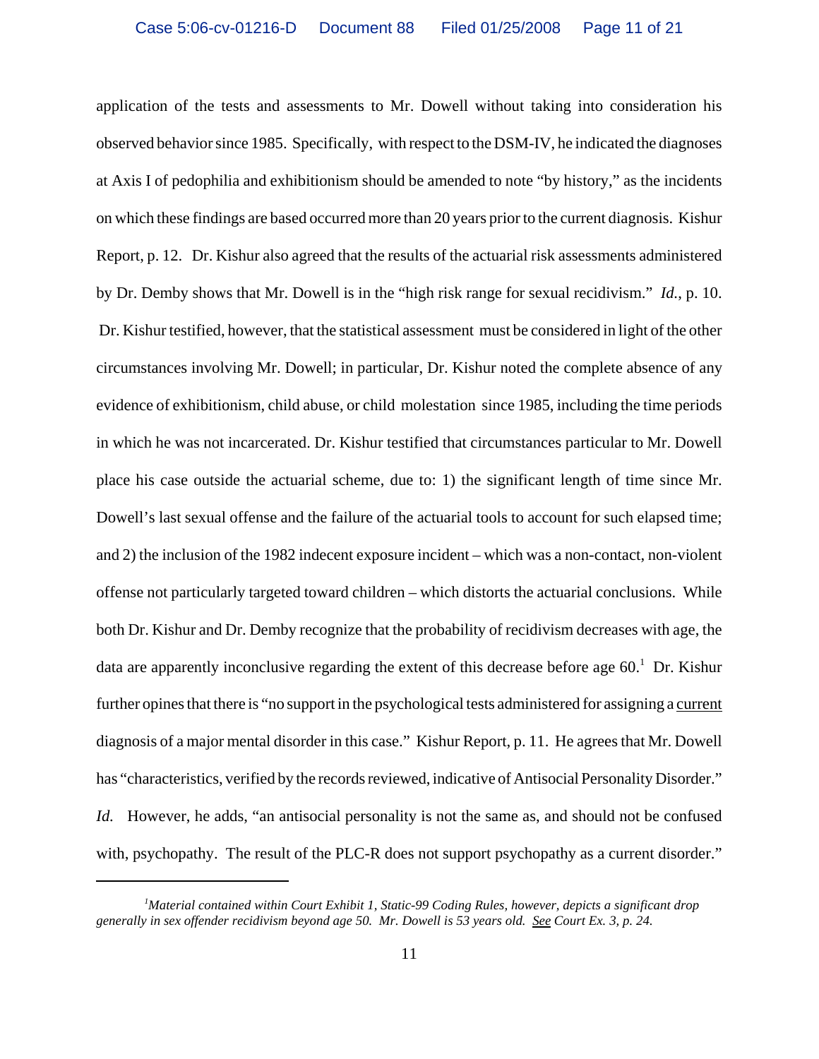application of the tests and assessments to Mr. Dowell without taking into consideration his observed behavior since 1985. Specifically, with respect to the DSM-IV, he indicated the diagnoses at Axis I of pedophilia and exhibitionism should be amended to note "by history," as the incidents on which these findings are based occurred more than 20 years prior to the current diagnosis. Kishur Report, p. 12. Dr. Kishur also agreed that the results of the actuarial risk assessments administered by Dr. Demby shows that Mr. Dowell is in the "high risk range for sexual recidivism." *Id.*, p. 10. Dr. Kishur testified, however, that the statistical assessment must be considered in light of the other circumstances involving Mr. Dowell; in particular, Dr. Kishur noted the complete absence of any evidence of exhibitionism, child abuse, or child molestation since 1985, including the time periods in which he was not incarcerated. Dr. Kishur testified that circumstances particular to Mr. Dowell place his case outside the actuarial scheme, due to: 1) the significant length of time since Mr. Dowell's last sexual offense and the failure of the actuarial tools to account for such elapsed time; and 2) the inclusion of the 1982 indecent exposure incident – which was a non-contact, non-violent offense not particularly targeted toward children – which distorts the actuarial conclusions. While both Dr. Kishur and Dr. Demby recognize that the probability of recidivism decreases with age, the data are apparently inconclusive regarding the extent of this decrease before age 60.[1] Dr. Kishur further opines that there is "no support in the psychological tests administered for assigning a <u>current</u> diagnosis of a major mental disorder in this case." Kishur Report, p. 11. He agrees that Mr. Dowell has "characteristics, verified by the records reviewed, indicative of Antisocial Personality Disorder." *Id.* However, he adds, "an antisocial personality is not the same as, and should not be confused with, psychopathy. The result of the PLC-R does not support psychopathy as a current disorder."

---

[1]*Material contained within Court Exhibit 1, Static-99 Coding Rules, however, depicts a significant drop generally in sex offender recidivism beyond age 50. Mr. Dowell is 53 years old. <u>See</u> Court Ex. 3, p. 24.*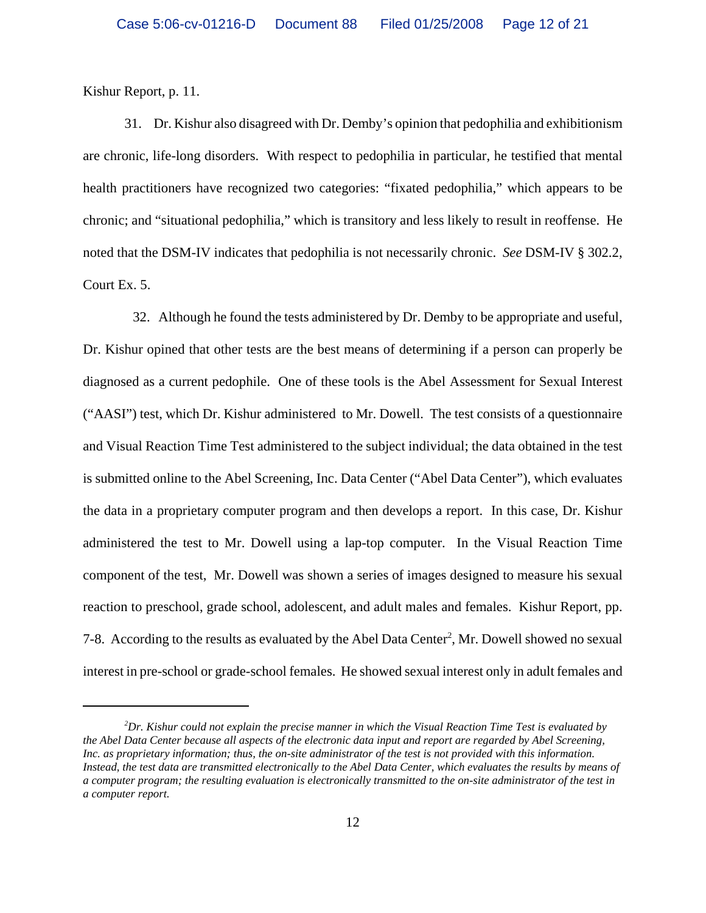Kishur Report, p. 11.

31. Dr. Kishur also disagreed with Dr. Demby's opinion that pedophilia and exhibitionism are chronic, life-long disorders. With respect to pedophilia in particular, he testified that mental health practitioners have recognized two categories: "fixated pedophilia," which appears to be chronic; and "situational pedophilia," which is transitory and less likely to result in reoffense. He noted that the DSM-IV indicates that pedophilia is not necessarily chronic. *See* DSM-IV § 302.2, Court Ex. 5.

32. Although he found the tests administered by Dr. Demby to be appropriate and useful, Dr. Kishur opined that other tests are the best means of determining if a person can properly be diagnosed as a current pedophile. One of these tools is the Abel Assessment for Sexual Interest ("AASI") test, which Dr. Kishur administered to Mr. Dowell. The test consists of a questionnaire and Visual Reaction Time Test administered to the subject individual; the data obtained in the test is submitted online to the Abel Screening, Inc. Data Center ("Abel Data Center"), which evaluates the data in a proprietary computer program and then develops a report. In this case, Dr. Kishur administered the test to Mr. Dowell using a lap-top computer. In the Visual Reaction Time component of the test, Mr. Dowell was shown a series of images designed to measure his sexual reaction to preschool, grade school, adolescent, and adult males and females. Kishur Report, pp. 7-8. According to the results as evaluated by the Abel Data Center[2], Mr. Dowell showed no sexual interest in pre-school or grade-school females. He showed sexual interest only in adult females and

---

[2]*Dr. Kishur could not explain the precise manner in which the Visual Reaction Time Test is evaluated by the Abel Data Center because all aspects of the electronic data input and report are regarded by Abel Screening, Inc. as proprietary information; thus, the on-site administrator of the test is not provided with this information. Instead, the test data are transmitted electronically to the Abel Data Center, which evaluates the results by means of a computer program; the resulting evaluation is electronically transmitted to the on-site administrator of the test in a computer report.*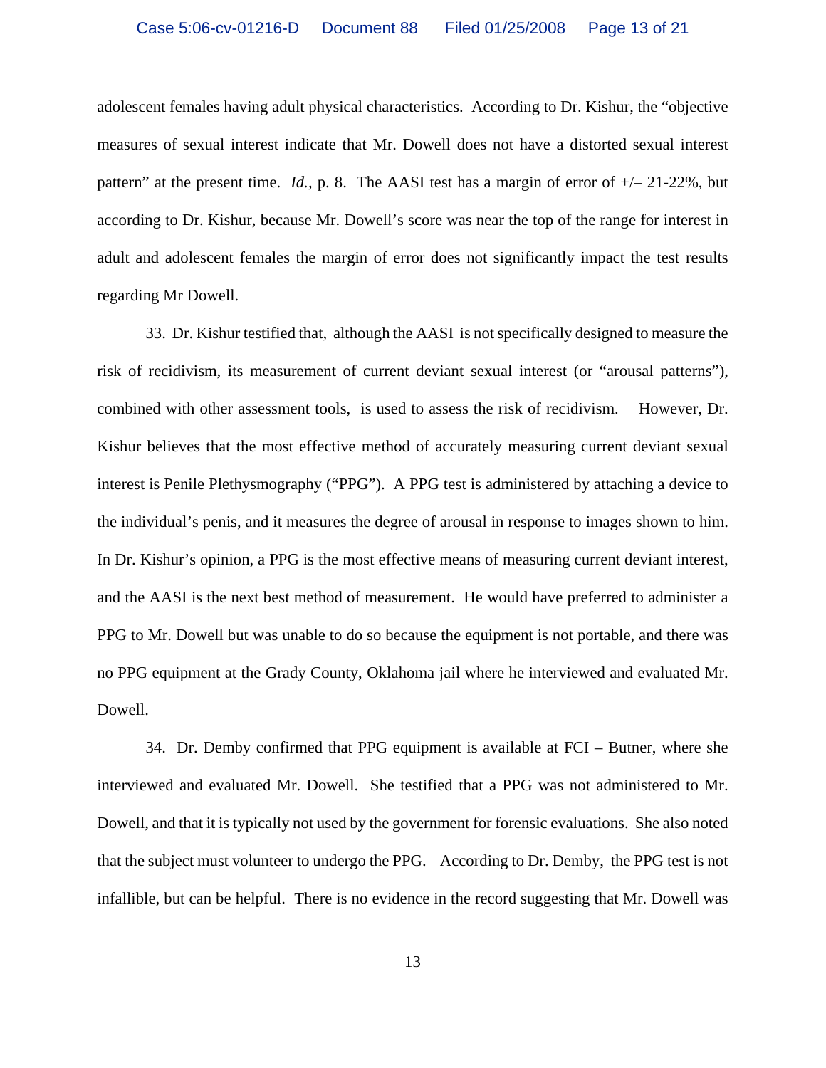adolescent females having adult physical characteristics. According to Dr. Kishur, the "objective measures of sexual interest indicate that Mr. Dowell does not have a distorted sexual interest pattern" at the present time. *Id.*, p. 8. The AASI test has a margin of error of +/– 21-22%, but according to Dr. Kishur, because Mr. Dowell's score was near the top of the range for interest in adult and adolescent females the margin of error does not significantly impact the test results regarding Mr Dowell.

33. Dr. Kishur testified that, although the AASI is not specifically designed to measure the risk of recidivism, its measurement of current deviant sexual interest (or "arousal patterns"), combined with other assessment tools, is used to assess the risk of recidivism. However, Dr. Kishur believes that the most effective method of accurately measuring current deviant sexual interest is Penile Plethysmography ("PPG"). A PPG test is administered by attaching a device to the individual's penis, and it measures the degree of arousal in response to images shown to him. In Dr. Kishur's opinion, a PPG is the most effective means of measuring current deviant interest, and the AASI is the next best method of measurement. He would have preferred to administer a PPG to Mr. Dowell but was unable to do so because the equipment is not portable, and there was no PPG equipment at the Grady County, Oklahoma jail where he interviewed and evaluated Mr. Dowell.

34. Dr. Demby confirmed that PPG equipment is available at FCI – Butner, where she interviewed and evaluated Mr. Dowell. She testified that a PPG was not administered to Mr. Dowell, and that it is typically not used by the government for forensic evaluations. She also noted that the subject must volunteer to undergo the PPG. According to Dr. Demby, the PPG test is not infallible, but can be helpful. There is no evidence in the record suggesting that Mr. Dowell was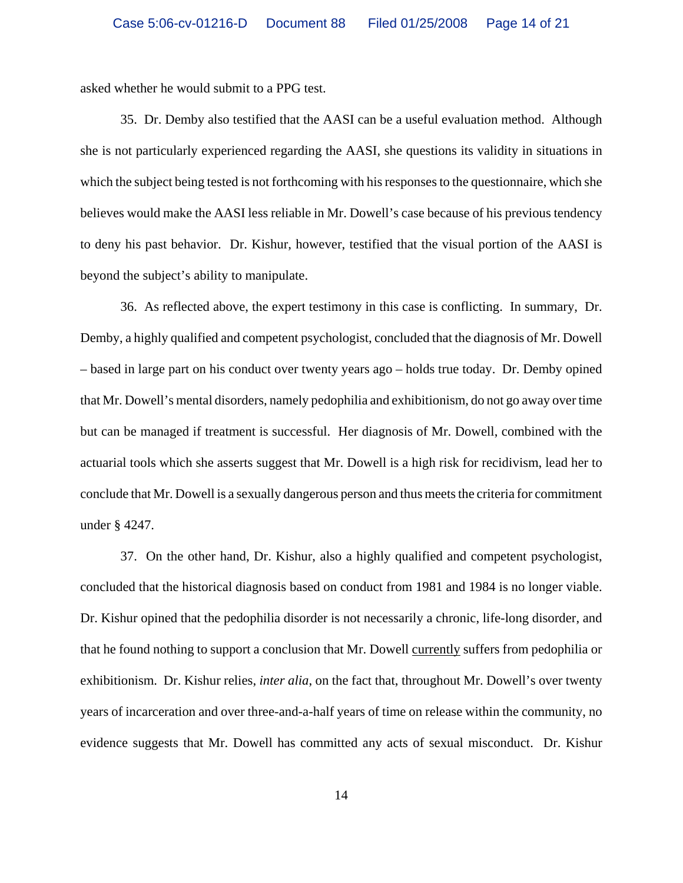asked whether he would submit to a PPG test.

35. Dr. Demby also testified that the AASI can be a useful evaluation method. Although she is not particularly experienced regarding the AASI, she questions its validity in situations in which the subject being tested is not forthcoming with his responses to the questionnaire, which she believes would make the AASI less reliable in Mr. Dowell's case because of his previous tendency to deny his past behavior. Dr. Kishur, however, testified that the visual portion of the AASI is beyond the subject's ability to manipulate.

36. As reflected above, the expert testimony in this case is conflicting. In summary, Dr. Demby, a highly qualified and competent psychologist, concluded that the diagnosis of Mr. Dowell – based in large part on his conduct over twenty years ago – holds true today. Dr. Demby opined that Mr. Dowell's mental disorders, namely pedophilia and exhibitionism, do not go away over time but can be managed if treatment is successful. Her diagnosis of Mr. Dowell, combined with the actuarial tools which she asserts suggest that Mr. Dowell is a high risk for recidivism, lead her to conclude that Mr. Dowell is a sexually dangerous person and thus meets the criteria for commitment under § 4247.

37. On the other hand, Dr. Kishur, also a highly qualified and competent psychologist, concluded that the historical diagnosis based on conduct from 1981 and 1984 is no longer viable. Dr. Kishur opined that the pedophilia disorder is not necessarily a chronic, life-long disorder, and that he found nothing to support a conclusion that Mr. Dowell <u>currently</u> suffers from pedophilia or exhibitionism. Dr. Kishur relies, *inter alia*, on the fact that, throughout Mr. Dowell's over twenty years of incarceration and over three-and-a-half years of time on release within the community, no evidence suggests that Mr. Dowell has committed any acts of sexual misconduct. Dr. Kishur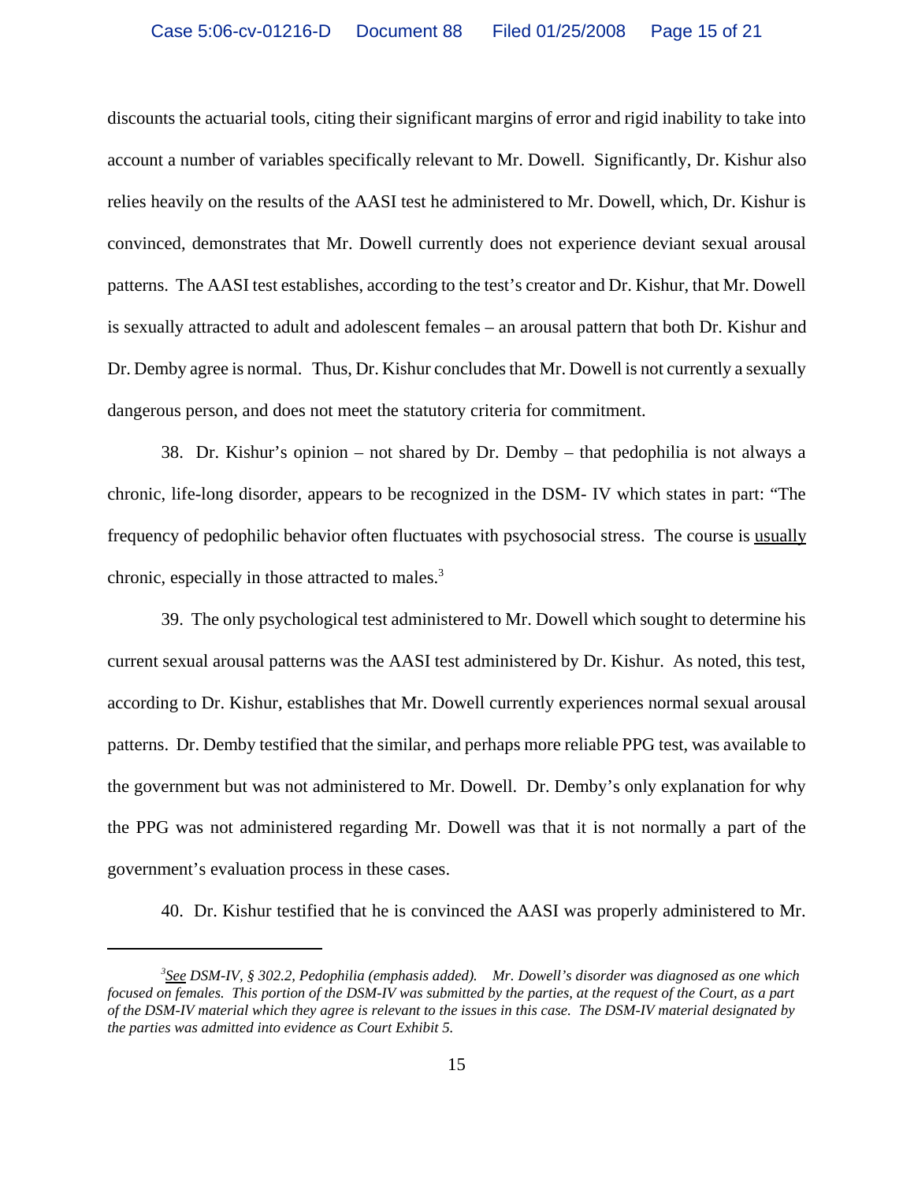discounts the actuarial tools, citing their significant margins of error and rigid inability to take into account a number of variables specifically relevant to Mr. Dowell. Significantly, Dr. Kishur also relies heavily on the results of the AASI test he administered to Mr. Dowell, which, Dr. Kishur is convinced, demonstrates that Mr. Dowell currently does not experience deviant sexual arousal patterns. The AASI test establishes, according to the test's creator and Dr. Kishur, that Mr. Dowell is sexually attracted to adult and adolescent females – an arousal pattern that both Dr. Kishur and Dr. Demby agree is normal. Thus, Dr. Kishur concludes that Mr. Dowell is not currently a sexually dangerous person, and does not meet the statutory criteria for commitment.

38. Dr. Kishur's opinion – not shared by Dr. Demby – that pedophilia is not always a chronic, life-long disorder, appears to be recognized in the DSM- IV which states in part: "The frequency of pedophilic behavior often fluctuates with psychosocial stress. The course is <u>usually</u> chronic, especially in those attracted to males.[3]

39. The only psychological test administered to Mr. Dowell which sought to determine his current sexual arousal patterns was the AASI test administered by Dr. Kishur. As noted, this test, according to Dr. Kishur, establishes that Mr. Dowell currently experiences normal sexual arousal patterns. Dr. Demby testified that the similar, and perhaps more reliable PPG test, was available to the government but was not administered to Mr. Dowell. Dr. Demby's only explanation for why the PPG was not administered regarding Mr. Dowell was that it is not normally a part of the government's evaluation process in these cases.

40. Dr. Kishur testified that he is convinced the AASI was properly administered to Mr.

---

[3] *<u>See</u> DSM-IV, § 302.2, Pedophilia (emphasis added). Mr. Dowell's disorder was diagnosed as one which focused on females. This portion of the DSM-IV was submitted by the parties, at the request of the Court, as a part of the DSM-IV material which they agree is relevant to the issues in this case. The DSM-IV material designated by the parties was admitted into evidence as Court Exhibit 5.*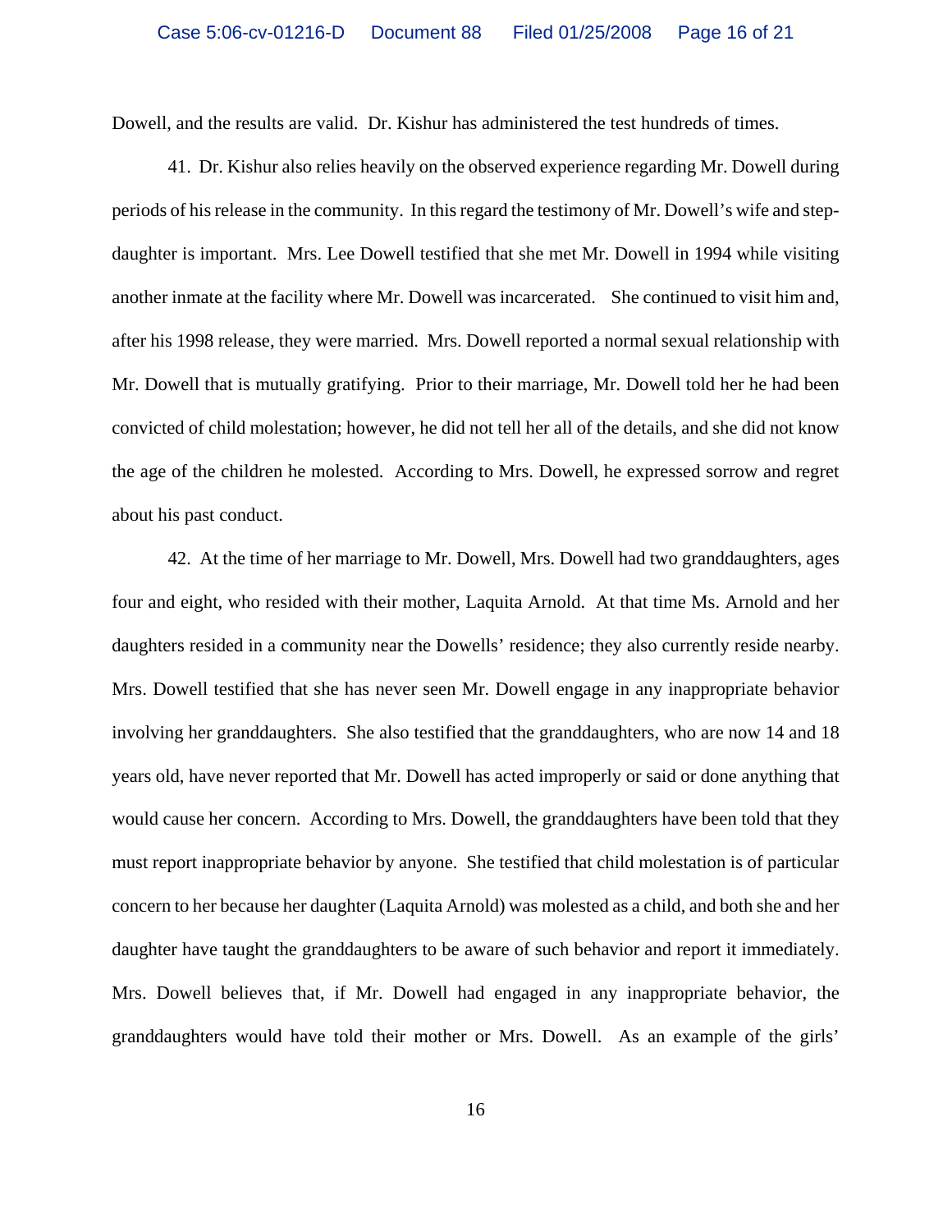Dowell, and the results are valid. Dr. Kishur has administered the test hundreds of times.

41. Dr. Kishur also relies heavily on the observed experience regarding Mr. Dowell during periods of his release in the community. In this regard the testimony of Mr. Dowell's wife and step-daughter is important. Mrs. Lee Dowell testified that she met Mr. Dowell in 1994 while visiting another inmate at the facility where Mr. Dowell was incarcerated. She continued to visit him and, after his 1998 release, they were married. Mrs. Dowell reported a normal sexual relationship with Mr. Dowell that is mutually gratifying. Prior to their marriage, Mr. Dowell told her he had been convicted of child molestation; however, he did not tell her all of the details, and she did not know the age of the children he molested. According to Mrs. Dowell, he expressed sorrow and regret about his past conduct.

42. At the time of her marriage to Mr. Dowell, Mrs. Dowell had two granddaughters, ages four and eight, who resided with their mother, Laquita Arnold. At that time Ms. Arnold and her daughters resided in a community near the Dowells' residence; they also currently reside nearby. Mrs. Dowell testified that she has never seen Mr. Dowell engage in any inappropriate behavior involving her granddaughters. She also testified that the granddaughters, who are now 14 and 18 years old, have never reported that Mr. Dowell has acted improperly or said or done anything that would cause her concern. According to Mrs. Dowell, the granddaughters have been told that they must report inappropriate behavior by anyone. She testified that child molestation is of particular concern to her because her daughter (Laquita Arnold) was molested as a child, and both she and her daughter have taught the granddaughters to be aware of such behavior and report it immediately. Mrs. Dowell believes that, if Mr. Dowell had engaged in any inappropriate behavior, the granddaughters would have told their mother or Mrs. Dowell. As an example of the girls'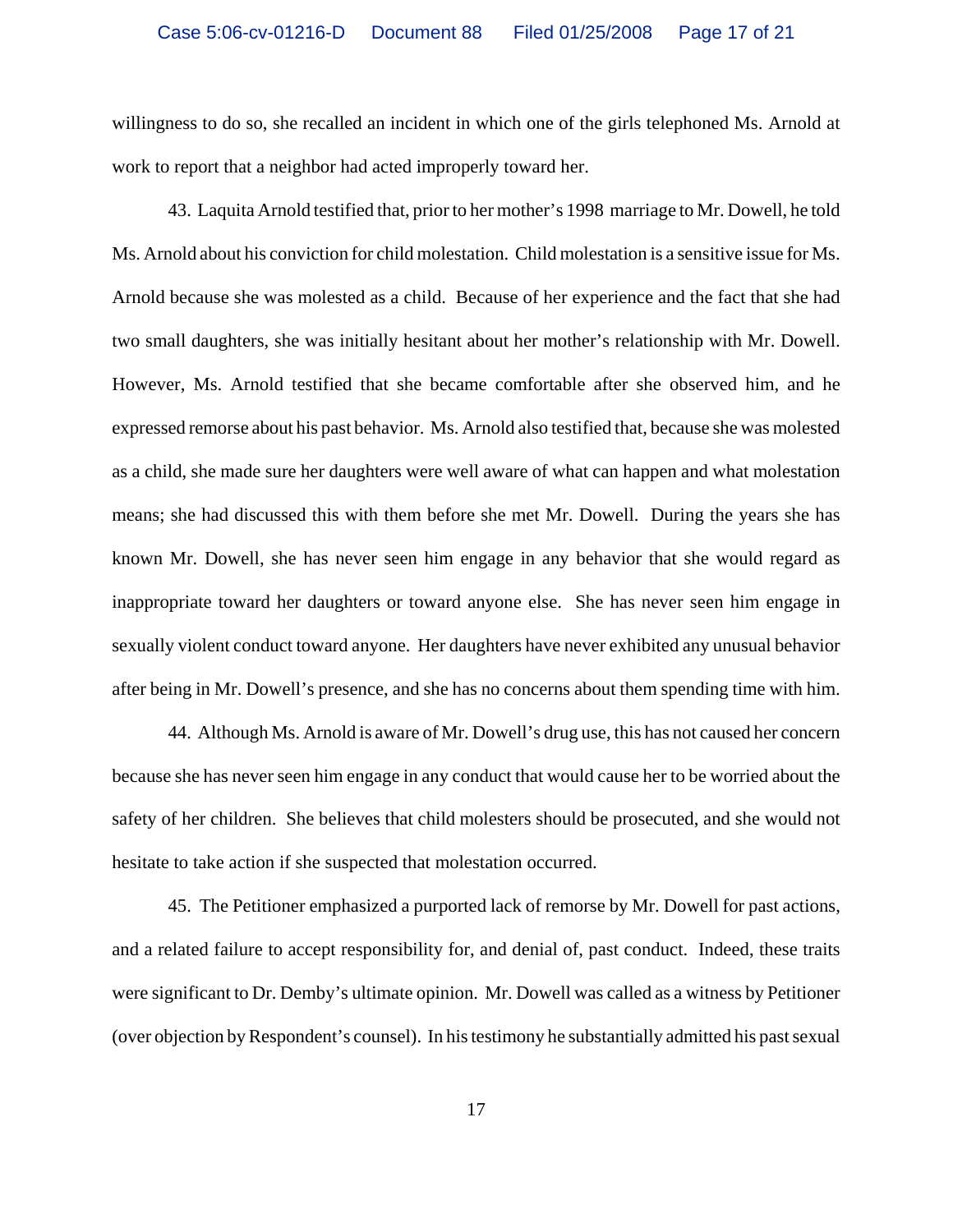willingness to do so, she recalled an incident in which one of the girls telephoned Ms. Arnold at work to report that a neighbor had acted improperly toward her.

43. Laquita Arnold testified that, prior to her mother's 1998 marriage to Mr. Dowell, he told Ms. Arnold about his conviction for child molestation. Child molestation is a sensitive issue for Ms. Arnold because she was molested as a child. Because of her experience and the fact that she had two small daughters, she was initially hesitant about her mother's relationship with Mr. Dowell. However, Ms. Arnold testified that she became comfortable after she observed him, and he expressed remorse about his past behavior. Ms. Arnold also testified that, because she was molested as a child, she made sure her daughters were well aware of what can happen and what molestation means; she had discussed this with them before she met Mr. Dowell. During the years she has known Mr. Dowell, she has never seen him engage in any behavior that she would regard as inappropriate toward her daughters or toward anyone else. She has never seen him engage in sexually violent conduct toward anyone. Her daughters have never exhibited any unusual behavior after being in Mr. Dowell's presence, and she has no concerns about them spending time with him.

44. Although Ms. Arnold is aware of Mr. Dowell's drug use, this has not caused her concern because she has never seen him engage in any conduct that would cause her to be worried about the safety of her children. She believes that child molesters should be prosecuted, and she would not hesitate to take action if she suspected that molestation occurred.

45. The Petitioner emphasized a purported lack of remorse by Mr. Dowell for past actions, and a related failure to accept responsibility for, and denial of, past conduct. Indeed, these traits were significant to Dr. Demby's ultimate opinion. Mr. Dowell was called as a witness by Petitioner (over objection by Respondent's counsel). In his testimony he substantially admitted his past sexual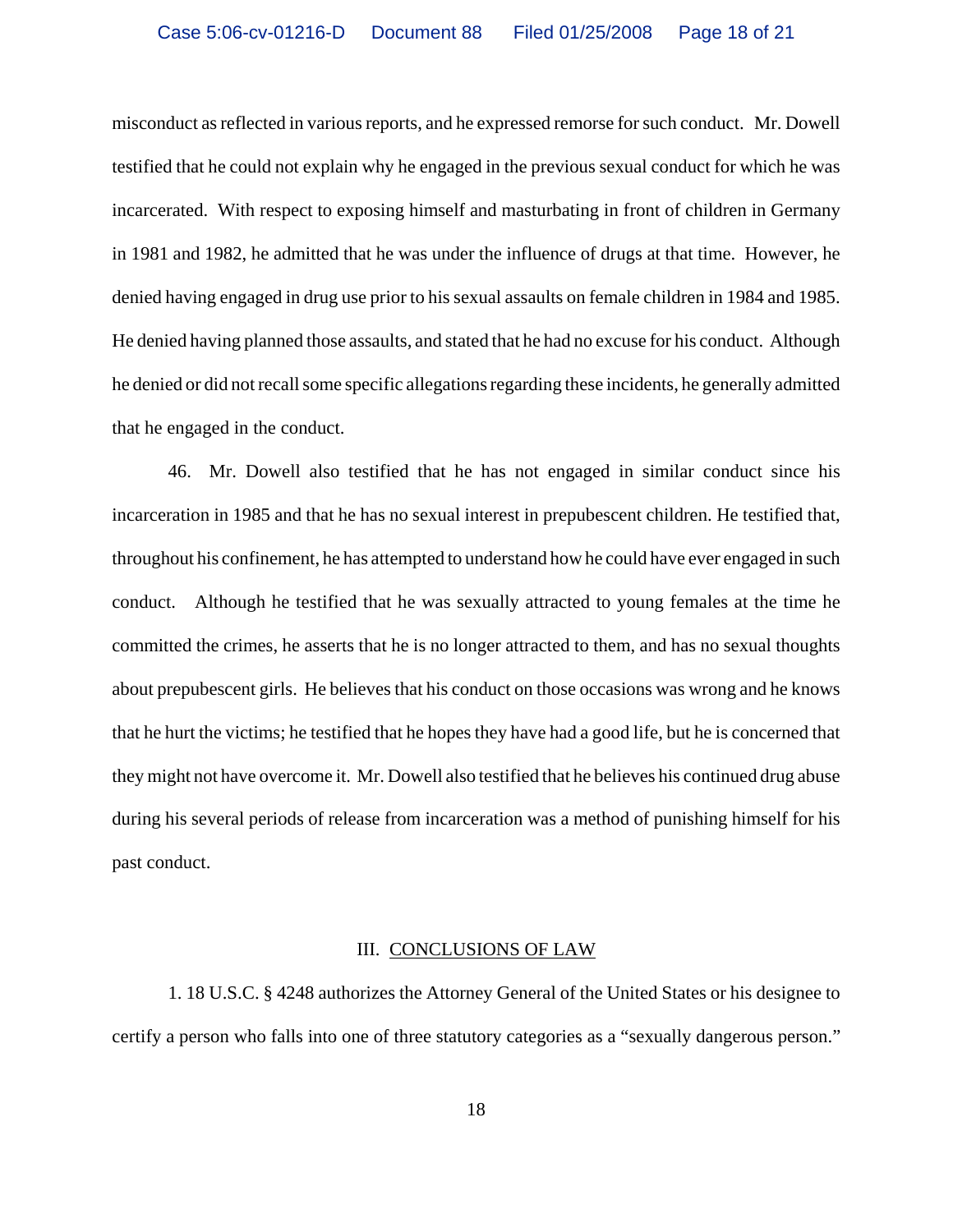misconduct as reflected in various reports, and he expressed remorse for such conduct. Mr. Dowell testified that he could not explain why he engaged in the previous sexual conduct for which he was incarcerated. With respect to exposing himself and masturbating in front of children in Germany in 1981 and 1982, he admitted that he was under the influence of drugs at that time. However, he denied having engaged in drug use prior to his sexual assaults on female children in 1984 and 1985. He denied having planned those assaults, and stated that he had no excuse for his conduct. Although he denied or did not recall some specific allegations regarding these incidents, he generally admitted that he engaged in the conduct.

46. Mr. Dowell also testified that he has not engaged in similar conduct since his incarceration in 1985 and that he has no sexual interest in prepubescent children. He testified that, throughout his confinement, he has attempted to understand how he could have ever engaged in such conduct. Although he testified that he was sexually attracted to young females at the time he committed the crimes, he asserts that he is no longer attracted to them, and has no sexual thoughts about prepubescent girls. He believes that his conduct on those occasions was wrong and he knows that he hurt the victims; he testified that he hopes they have had a good life, but he is concerned that they might not have overcome it. Mr. Dowell also testified that he believes his continued drug abuse during his several periods of release from incarceration was a method of punishing himself for his past conduct.

## III. CONCLUSIONS OF LAW

1. 18 U.S.C. § 4248 authorizes the Attorney General of the United States or his designee to certify a person who falls into one of three statutory categories as a "sexually dangerous person."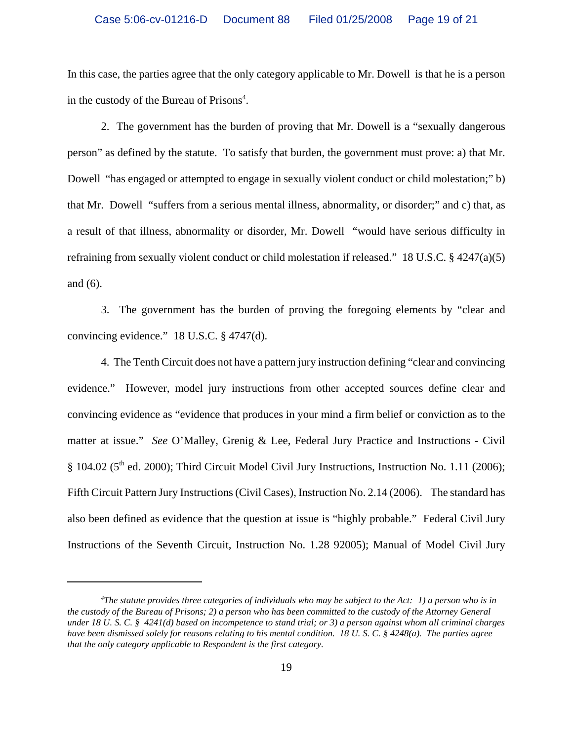In this case, the parties agree that the only category applicable to Mr. Dowell is that he is a person in the custody of the Bureau of Prisons[4].

2. The government has the burden of proving that Mr. Dowell is a "sexually dangerous person" as defined by the statute. To satisfy that burden, the government must prove: a) that Mr. Dowell "has engaged or attempted to engage in sexually violent conduct or child molestation;" b) that Mr. Dowell "suffers from a serious mental illness, abnormality, or disorder;" and c) that, as a result of that illness, abnormality or disorder, Mr. Dowell "would have serious difficulty in refraining from sexually violent conduct or child molestation if released." 18 U.S.C. § 4247(a)(5) and (6).

3. The government has the burden of proving the foregoing elements by "clear and convincing evidence." 18 U.S.C. § 4747(d).

4. The Tenth Circuit does not have a pattern jury instruction defining "clear and convincing evidence." However, model jury instructions from other accepted sources define clear and convincing evidence as "evidence that produces in your mind a firm belief or conviction as to the matter at issue." *See* O'Malley, Grenig & Lee, Federal Jury Practice and Instructions - Civil § 104.02 (5th ed. 2000); Third Circuit Model Civil Jury Instructions, Instruction No. 1.11 (2006); Fifth Circuit Pattern Jury Instructions (Civil Cases), Instruction No. 2.14 (2006). The standard has also been defined as evidence that the question at issue is "highly probable." Federal Civil Jury Instructions of the Seventh Circuit, Instruction No. 1.28 92005); Manual of Model Civil Jury

---

[4] *The statute provides three categories of individuals who may be subject to the Act: 1) a person who is in the custody of the Bureau of Prisons; 2) a person who has been committed to the custody of the Attorney General under 18 U. S. C. § 4241(d) based on incompetence to stand trial; or 3) a person against whom all criminal charges have been dismissed solely for reasons relating to his mental condition. 18 U. S. C. § 4248(a). The parties agree that the only category applicable to Respondent is the first category.*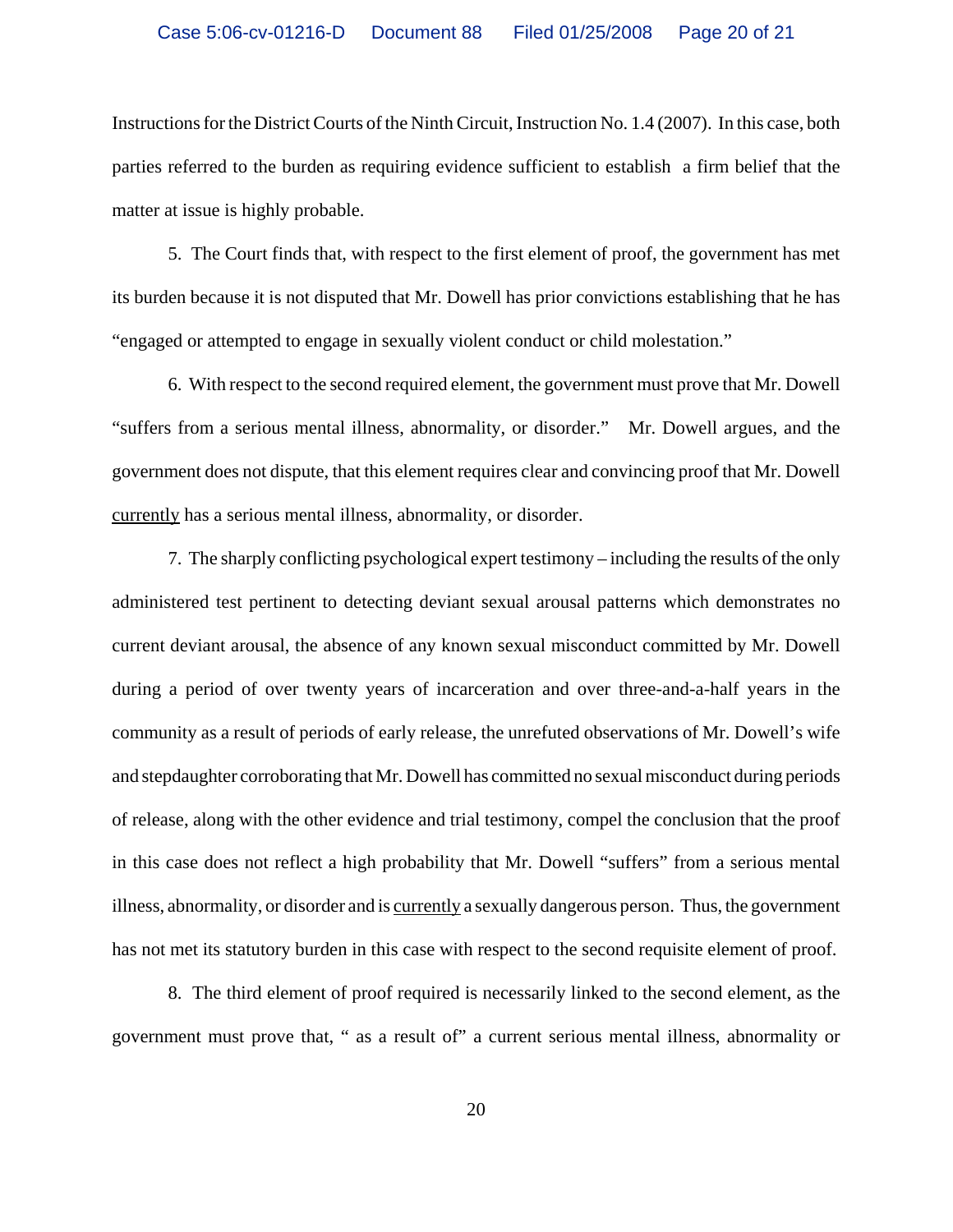Instructions for the District Courts of the Ninth Circuit, Instruction No. 1.4 (2007). In this case, both parties referred to the burden as requiring evidence sufficient to establish a firm belief that the matter at issue is highly probable.

5. The Court finds that, with respect to the first element of proof, the government has met its burden because it is not disputed that Mr. Dowell has prior convictions establishing that he has "engaged or attempted to engage in sexually violent conduct or child molestation."

6. With respect to the second required element, the government must prove that Mr. Dowell "suffers from a serious mental illness, abnormality, or disorder." Mr. Dowell argues, and the government does not dispute, that this element requires clear and convincing proof that Mr. Dowell <u>currently</u> has a serious mental illness, abnormality, or disorder.

7. The sharply conflicting psychological expert testimony – including the results of the only administered test pertinent to detecting deviant sexual arousal patterns which demonstrates no current deviant arousal, the absence of any known sexual misconduct committed by Mr. Dowell during a period of over twenty years of incarceration and over three-and-a-half years in the community as a result of periods of early release, the unrefuted observations of Mr. Dowell's wife and stepdaughter corroborating that Mr. Dowell has committed no sexual misconduct during periods of release, along with the other evidence and trial testimony, compel the conclusion that the proof in this case does not reflect a high probability that Mr. Dowell "suffers" from a serious mental illness, abnormality, or disorder and is <u>currently</u> a sexually dangerous person. Thus, the government has not met its statutory burden in this case with respect to the second requisite element of proof.

8. The third element of proof required is necessarily linked to the second element, as the government must prove that, " as a result of" a current serious mental illness, abnormality or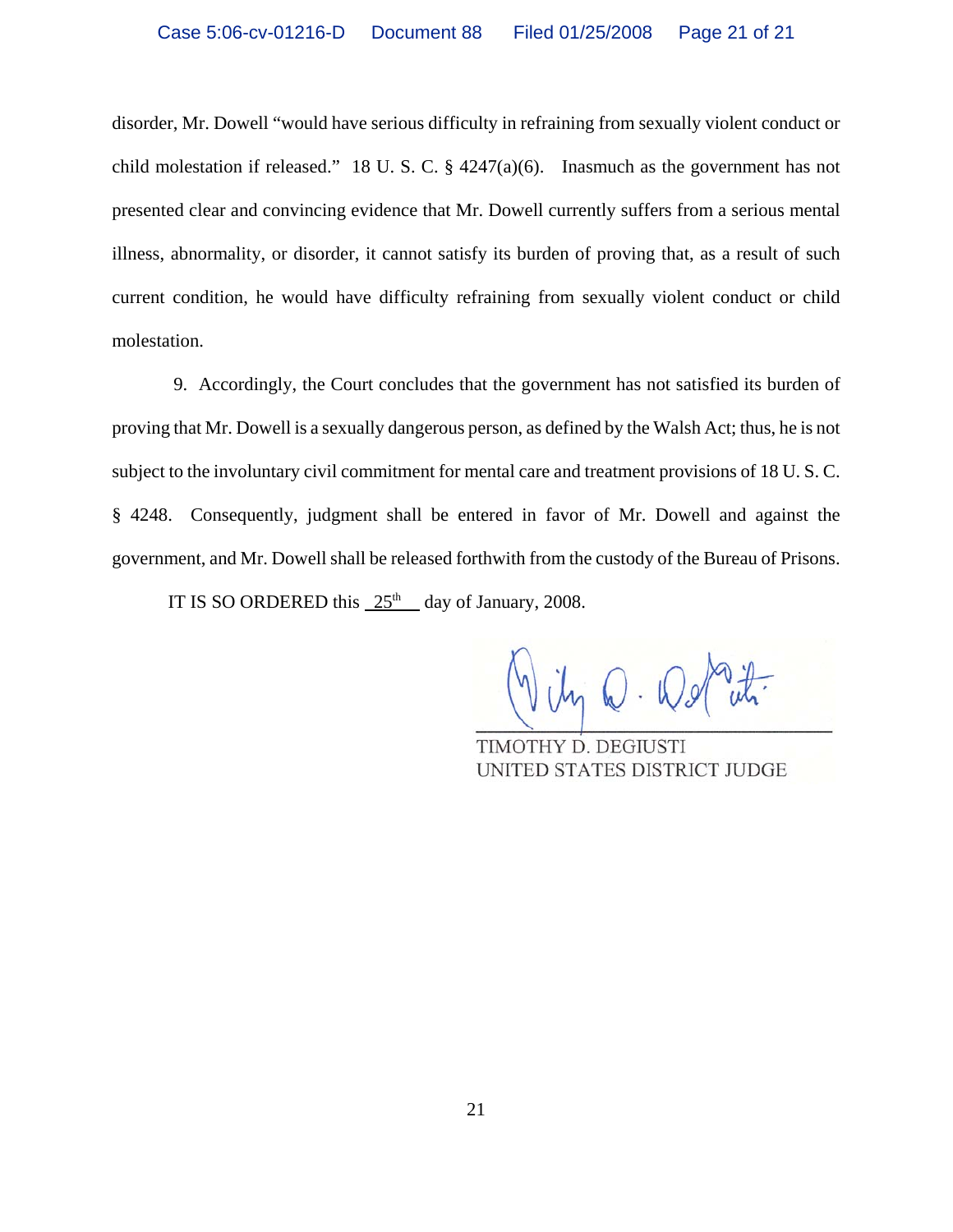disorder, Mr. Dowell "would have serious difficulty in refraining from sexually violent conduct or child molestation if released." 18 U. S. C. § 4247(a)(6). Inasmuch as the government has not presented clear and convincing evidence that Mr. Dowell currently suffers from a serious mental illness, abnormality, or disorder, it cannot satisfy its burden of proving that, as a result of such current condition, he would have difficulty refraining from sexually violent conduct or child molestation.

9. Accordingly, the Court concludes that the government has not satisfied its burden of proving that Mr. Dowell is a sexually dangerous person, as defined by the Walsh Act; thus, he is not subject to the involuntary civil commitment for mental care and treatment provisions of 18 U. S. C. § 4248. Consequently, judgment shall be entered in favor of Mr. Dowell and against the government, and Mr. Dowell shall be released forthwith from the custody of the Bureau of Prisons.

IT IS SO ORDERED this 25th day of January, 2008.

TIMOTHY D. DEGIUSTI
UNITED STATES DISTRICT JUDGE